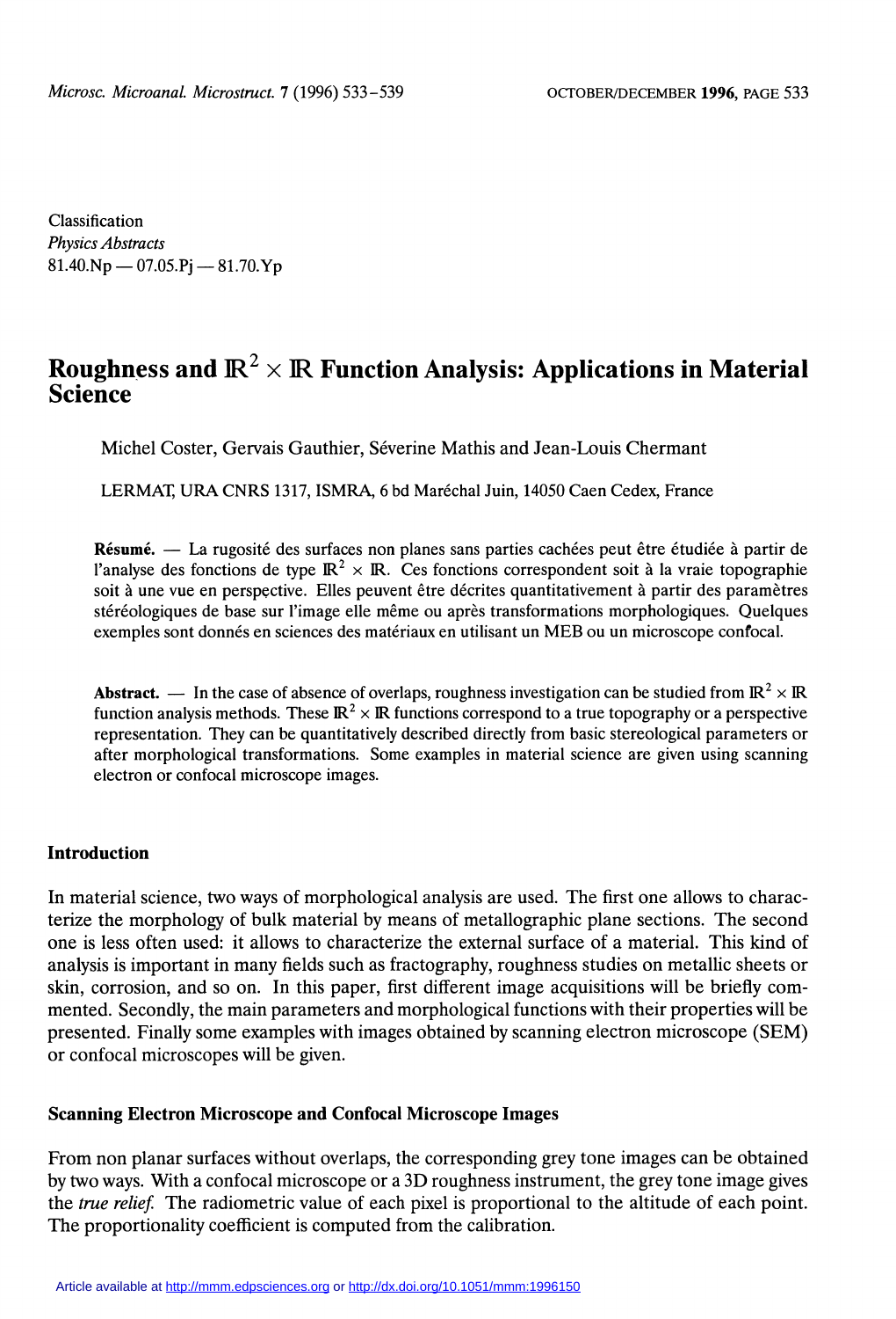Classification
*Physics Abstracts*
81.40.Np — 07.05.Pj — 81.70.Yp

# Roughness and $\mathbb{R}^2 \times \mathbb{R}$ Function Analysis: Applications in Material Science

Michel Coster, Gervais Gauthier, Séverine Mathis and Jean-Louis Chermant

LERMAT, URA CNRS 1317, ISMRA, 6 bd Maréchal Juin, 14050 Caen Cedex, France

**Résumé.** — La rugosité des surfaces non planes sans parties cachées peut être étudiée à partir de l'analyse des fonctions de type $\mathbb{R}^2 \times \mathbb{R}$. Ces fonctions correspondent soit à la vraie topographie soit à une vue en perspective. Elles peuvent être décrites quantitativement à partir des paramètres stéréologiques de base sur l'image elle même ou après transformations morphologiques. Quelques exemples sont donnés en sciences des matériaux en utilisant un MEB ou un microscope confocal.

**Abstract.** — In the case of absence of overlaps, roughness investigation can be studied from $\mathbb{R}^2 \times \mathbb{R}$ function analysis methods. These $\mathbb{R}^2 \times \mathbb{R}$ functions correspond to a true topography or a perspective representation. They can be quantitatively described directly from basic stereological parameters or after morphological transformations. Some examples in material science are given using scanning electron or confocal microscope images.

## Introduction

In material science, two ways of morphological analysis are used. The first one allows to characterize the morphology of bulk material by means of metallographic plane sections. The second one is less often used: it allows to characterize the external surface of a material. This kind of analysis is important in many fields such as fractography, roughness studies on metallic sheets or skin, corrosion, and so on. In this paper, first different image acquisitions will be briefly commented. Secondly, the main parameters and morphological functions with their properties will be presented. Finally some examples with images obtained by scanning electron microscope (SEM) or confocal microscopes will be given.

## Scanning Electron Microscope and Confocal Microscope Images

From non planar surfaces without overlaps, the corresponding grey tone images can be obtained by two ways. With a confocal microscope or a 3D roughness instrument, the grey tone image gives the *true relief*. The radiometric value of each pixel is proportional to the altitude of each point. The proportionality coefficient is computed from the calibration.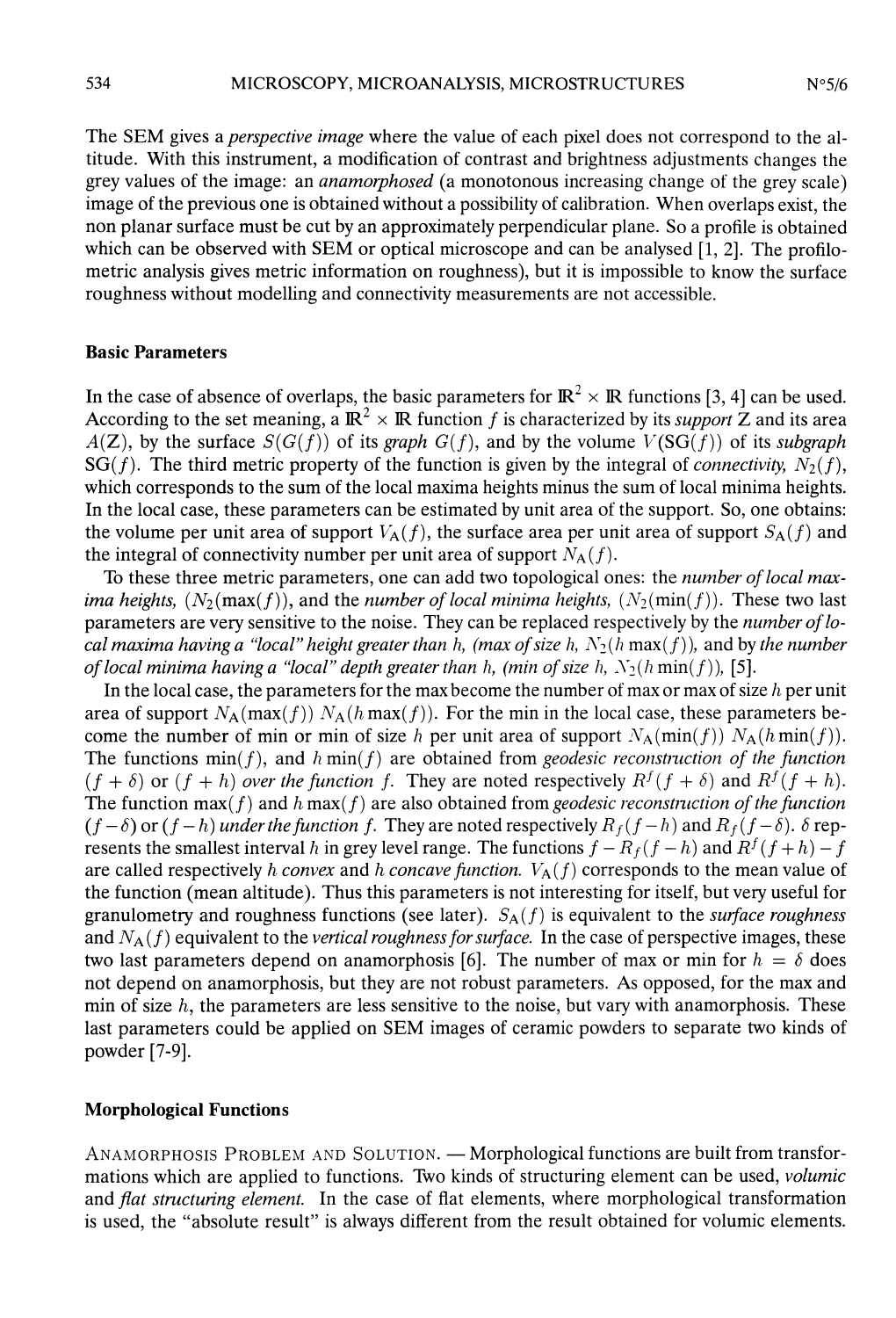The SEM gives a *perspective image* where the value of each pixel does not correspond to the altitude. With this instrument, a modification of contrast and brightness adjustments changes the grey values of the image: an *anamorphosed* (a monotonous increasing change of the grey scale) image of the previous one is obtained without a possibility of calibration. When overlaps exist, the non planar surface must be cut by an approximately perpendicular plane. So a profile is obtained which can be observed with SEM or optical microscope and can be analysed [1, 2]. The profilometric analysis gives metric information on roughness), but it is impossible to know the surface roughness without modelling and connectivity measurements are not accessible.

### Basic Parameters

In the case of absence of overlaps, the basic parameters for $\mathbb{R}^2 \times \mathbb{R}$ functions [3, 4] can be used. According to the set meaning, a $\mathbb{R}^2 \times \mathbb{R}$ function $f$ is characterized by its *support* Z and its area $A(\mathrm{Z})$, by the surface $S(G(f))$ of its *graph* $G(f)$, and by the volume $V(\mathrm{SG}(f))$ of its *subgraph* $\mathrm{SG}(f)$. The third metric property of the function is given by the integral of *connectivity*, $N_2(f)$, which corresponds to the sum of the local maxima heights minus the sum of local minima heights. In the local case, these parameters can be estimated by unit area of the support. So, one obtains: the volume per unit area of support $V_\mathrm{A}(f)$, the surface area per unit area of support $S_\mathrm{A}(f)$ and the integral of connectivity number per unit area of support $N_\mathrm{A}(f)$.

To these three metric parameters, one can add two topological ones: the *number of local maxima heights,* $(N_2(\max(f))$, and the *number of local minima heights,* $(N_2(\min(f))$. These two last parameters are very sensitive to the noise. They can be replaced respectively by the *number of local maxima having a "local" height greater than h, (max of size h,* $N_2(h\max(f))$, and by *the number of local minima having a "local" depth greater than h, (min of size h,* $N_2(h\min(f))$, [5].

In the local case, the parameters for the max become the number of max or max of size $h$ per unit area of support $N_\mathrm{A}(\max(f))$ $N_\mathrm{A}(h\max(f))$. For the min in the local case, these parameters become the number of min or min of size $h$ per unit area of support $N_\mathrm{A}(\min(f))$ $N_\mathrm{A}(h\min(f))$. The functions $\min(f)$, and $h\min(f)$ are obtained from *geodesic reconstruction of the function* $(f+\delta)$ or $(f+h)$ *over the function* $f$. They are noted respectively $R^f(f+\delta)$ and $R^f(f+h)$. The function $\max(f)$ and $h\max(f)$ are also obtained from *geodesic reconstruction of the function* $(f-\delta)$ or $(f-h)$ *under the function* $f$. They are noted respectively $R_f(f-h)$ and $R_f(f-\delta)$. $\delta$ represents the smallest interval $h$ in grey level range. The functions $f - R_f(f-h)$ and $R^f(f+h) - f$ are called respectively $h$ *convex* and $h$ *concave function.* $V_\mathrm{A}(f)$ corresponds to the mean value of the function (mean altitude). Thus this parameters is not interesting for itself, but very useful for granulometry and roughness functions (see later). $S_\mathrm{A}(f)$ is equivalent to the *surface roughness* and $N_\mathrm{A}(f)$ equivalent to the *vertical roughness for surface.* In the case of perspective images, these two last parameters depend on anamorphosis [6]. The number of max or min for $h = \delta$ does not depend on anamorphosis, but they are not robust parameters. As opposed, for the max and min of size $h$, the parameters are less sensitive to the noise, but vary with anamorphosis. These last parameters could be applied on SEM images of ceramic powders to separate two kinds of powder [7-9].

### Morphological Functions

ANAMORPHOSIS PROBLEM AND SOLUTION. — Morphological functions are built from transformations which are applied to functions. Two kinds of structuring element can be used, *volumic* and *flat structuring element.* In the case of flat elements, where morphological transformation is used, the "absolute result" is always different from the result obtained for volumic elements.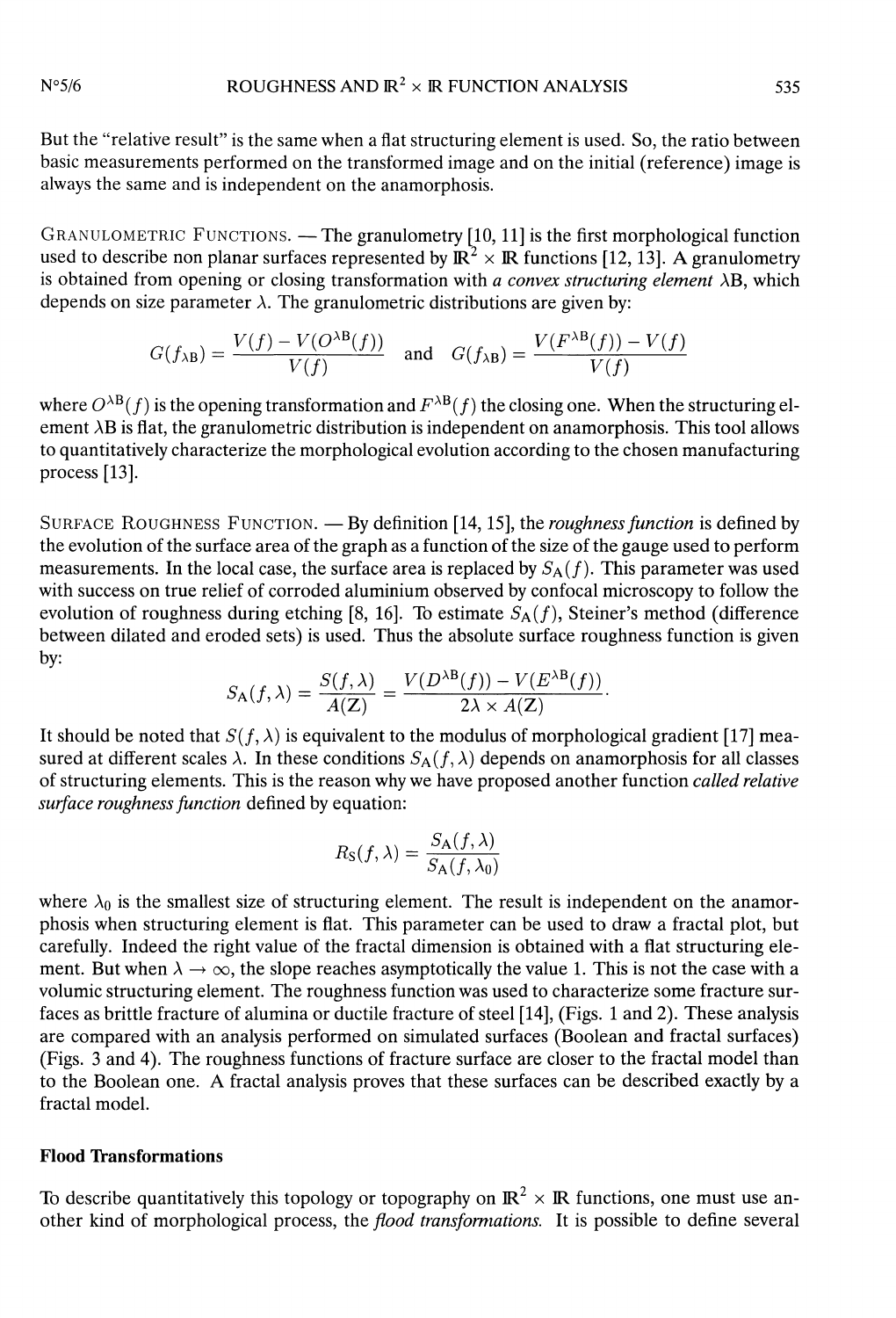But the "relative result" is the same when a flat structuring element is used. So, the ratio between basic measurements performed on the transformed image and on the initial (reference) image is always the same and is independent on the anamorphosis.

GRANULOMETRIC FUNCTIONS. — The granulometry [10, 11] is the first morphological function used to describe non planar surfaces represented by $\mathbb{R}^2 \times \mathbb{R}$ functions [12, 13]. A granulometry is obtained from opening or closing transformation with *a convex structuring element* $\lambda$B, which depends on size parameter $\lambda$. The granulometric distributions are given by:

$$G(f_{\lambda \mathrm{B}}) = \frac{V(f) - V(O^{\lambda \mathrm{B}}(f))}{V(f)} \quad \text{and} \quad G(f_{\lambda \mathrm{B}}) = \frac{V(F^{\lambda \mathrm{B}}(f)) - V(f)}{V(f)}$$

where $O^{\lambda \mathrm{B}}(f)$ is the opening transformation and $F^{\lambda \mathrm{B}}(f)$ the closing one. When the structuring element $\lambda$B is flat, the granulometric distribution is independent on anamorphosis. This tool allows to quantitatively characterize the morphological evolution according to the chosen manufacturing process [13].

SURFACE ROUGHNESS FUNCTION. — By definition [14, 15], the *roughness function* is defined by the evolution of the surface area of the graph as a function of the size of the gauge used to perform measurements. In the local case, the surface area is replaced by $S_{\mathrm{A}}(f)$. This parameter was used with success on true relief of corroded aluminium observed by confocal microscopy to follow the evolution of roughness during etching [8, 16]. To estimate $S_{\mathrm{A}}(f)$, Steiner's method (difference between dilated and eroded sets) is used. Thus the absolute surface roughness function is given by:

$$S_{\mathrm{A}}(f, \lambda) = \frac{S(f, \lambda)}{A(\mathrm{Z})} = \frac{V(D^{\lambda \mathrm{B}}(f)) - V(E^{\lambda \mathrm{B}}(f))}{2\lambda \times A(\mathrm{Z})}.$$

It should be noted that $S(f, \lambda)$ is equivalent to the modulus of morphological gradient [17] measured at different scales $\lambda$. In these conditions $S_{\mathrm{A}}(f, \lambda)$ depends on anamorphosis for all classes of structuring elements. This is the reason why we have proposed another function *called relative surface roughness function* defined by equation:

$$R_{\mathrm{S}}(f, \lambda) = \frac{S_{\mathrm{A}}(f, \lambda)}{S_{\mathrm{A}}(f, \lambda_0)}$$

where $\lambda_0$ is the smallest size of structuring element. The result is independent on the anamorphosis when structuring element is flat. This parameter can be used to draw a fractal plot, but carefully. Indeed the right value of the fractal dimension is obtained with a flat structuring element. But when $\lambda \to \infty$, the slope reaches asymptotically the value 1. This is not the case with a volumic structuring element. The roughness function was used to characterize some fracture surfaces as brittle fracture of alumina or ductile fracture of steel [14], (Figs. 1 and 2). These analysis are compared with an analysis performed on simulated surfaces (Boolean and fractal surfaces) (Figs. 3 and 4). The roughness functions of fracture surface are closer to the fractal model than to the Boolean one. A fractal analysis proves that these surfaces can be described exactly by a fractal model.

**Flood Transformations**

To describe quantitatively this topology or topography on $\mathbb{R}^2 \times \mathbb{R}$ functions, one must use another kind of morphological process, the *flood transformations*. It is possible to define several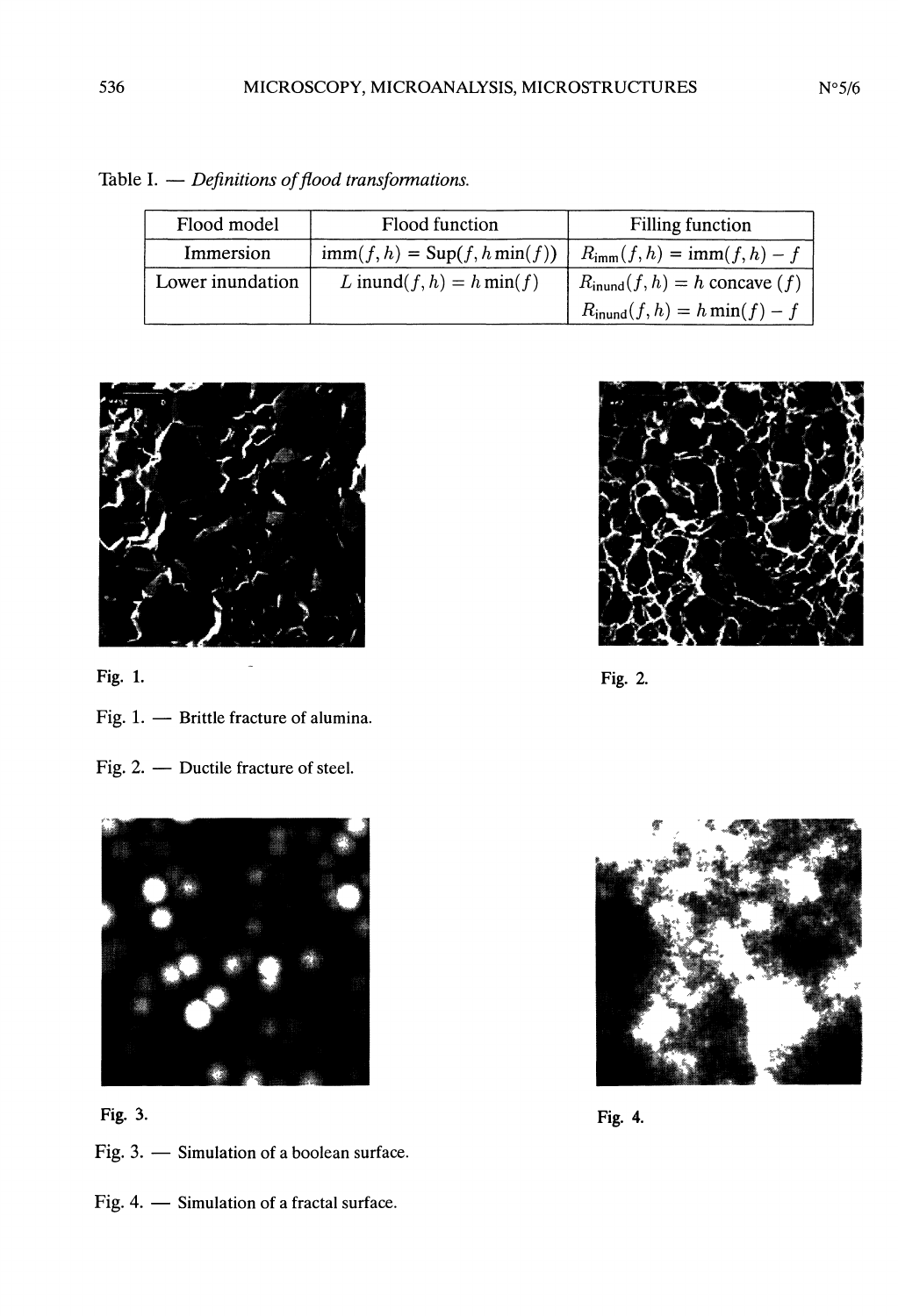Table I. — *Definitions of flood transformations.*

| Flood model | Flood function | Filling function |
|---|---|---|
| Immersion | $\text{imm}(f, h) = \text{Sup}(f, h \min(f))$ | $R_{\text{imm}}(f, h) = \text{imm}(f, h) - f$ |
| Lower inundation | $L\ \text{inund}(f, h) = h \min(f)$ | $R_{\text{inund}}(f, h) = h \text{ concave } (f)$ <br> $R_{\text{inund}}(f, h) = h \min(f) - f$ |

Fig. 1.

Fig. 2.

Fig. 1. — Brittle fracture of alumina.

Fig. 2. — Ductile fracture of steel.

Fig. 3.

Fig. 4.

Fig. 3. — Simulation of a boolean surface.

Fig. 4. — Simulation of a fractal surface.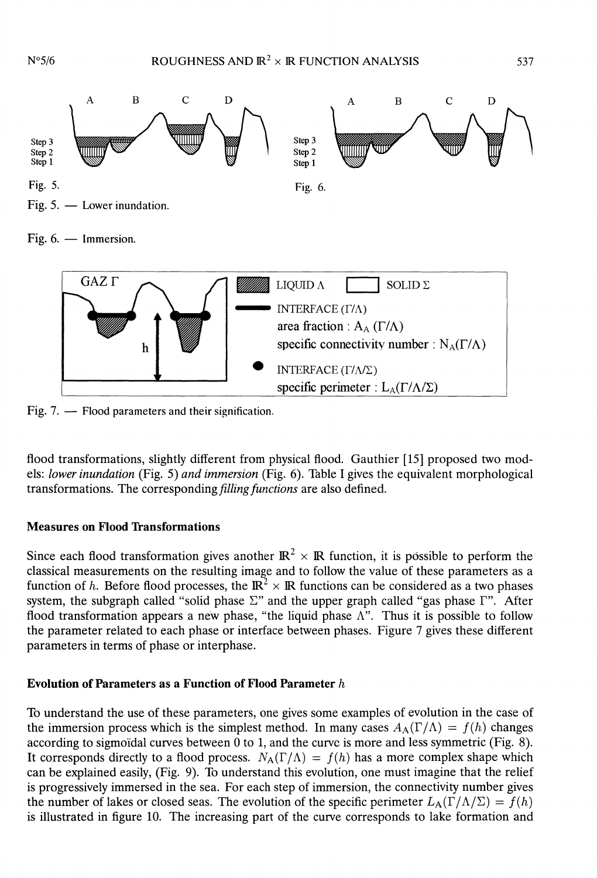Fig. 5. — Lower inundation.

Fig. 6. — Immersion.

Fig. 7. — Flood parameters and their signification.

flood transformations, slightly different from physical flood. Gauthier [15] proposed two models: *lower inundation* (Fig. 5) *and immersion* (Fig. 6). Table I gives the equivalent morphological transformations. The corresponding *filling functions* are also defined.

### Measures on Flood Transformations

Since each flood transformation gives another $\mathbb{R}^2 \times \mathbb{R}$ function, it is possible to perform the classical measurements on the resulting image and to follow the value of these parameters as a function of $h$. Before flood processes, the $\mathbb{R}^2 \times \mathbb{R}$ functions can be considered as a two phases system, the subgraph called "solid phase $\Sigma$" and the upper graph called "gas phase $\Gamma$". After flood transformation appears a new phase, "the liquid phase $\Lambda$". Thus it is possible to follow the parameter related to each phase or interface between phases. Figure 7 gives these different parameters in terms of phase or interphase.

### Evolution of Parameters as a Function of Flood Parameter $h$

To understand the use of these parameters, one gives some examples of evolution in the case of the immersion process which is the simplest method. In many cases $A_A(\Gamma/\Lambda) = f(h)$ changes according to sigmoïdal curves between 0 to 1, and the curve is more and less symmetric (Fig. 8). It corresponds directly to a flood process. $N_A(\Gamma/\Lambda) = f(h)$ has a more complex shape which can be explained easily, (Fig. 9). To understand this evolution, one must imagine that the relief is progressively immersed in the sea. For each step of immersion, the connectivity number gives the number of lakes or closed seas. The evolution of the specific perimeter $L_A(\Gamma/\Lambda/\Sigma) = f(h)$ is illustrated in figure 10. The increasing part of the curve corresponds to lake formation and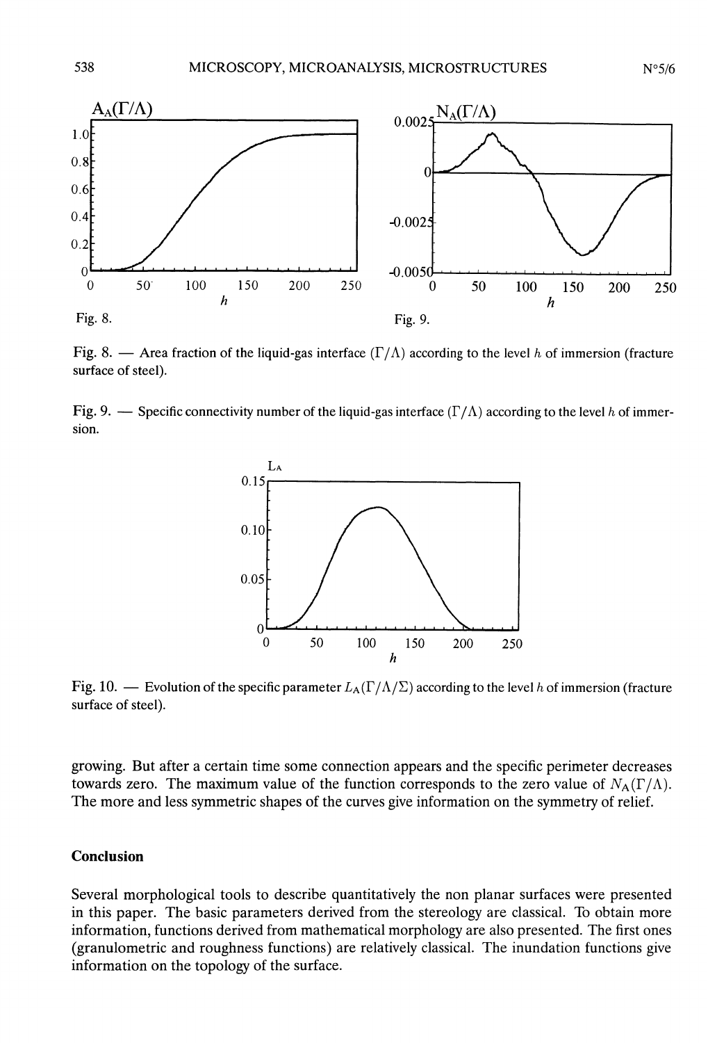Fig. 8.

Fig. 9.

Fig. 8. — Area fraction of the liquid-gas interface $(\Gamma/\Lambda)$ according to the level $h$ of immersion (fracture surface of steel).

Fig. 9. — Specific connectivity number of the liquid-gas interface $(\Gamma/\Lambda)$ according to the level $h$ of immersion.

Fig. 10. — Evolution of the specific parameter $L_A(\Gamma/\Lambda/\Sigma)$ according to the level $h$ of immersion (fracture surface of steel).

growing. But after a certain time some connection appears and the specific perimeter decreases towards zero. The maximum value of the function corresponds to the zero value of $N_A(\Gamma/\Lambda)$. The more and less symmetric shapes of the curves give information on the symmetry of relief.

## Conclusion

Several morphological tools to describe quantitatively the non planar surfaces were presented in this paper. The basic parameters derived from the stereology are classical. To obtain more information, functions derived from mathematical morphology are also presented. The first ones (granulometric and roughness functions) are relatively classical. The inundation functions give information on the topology of the surface.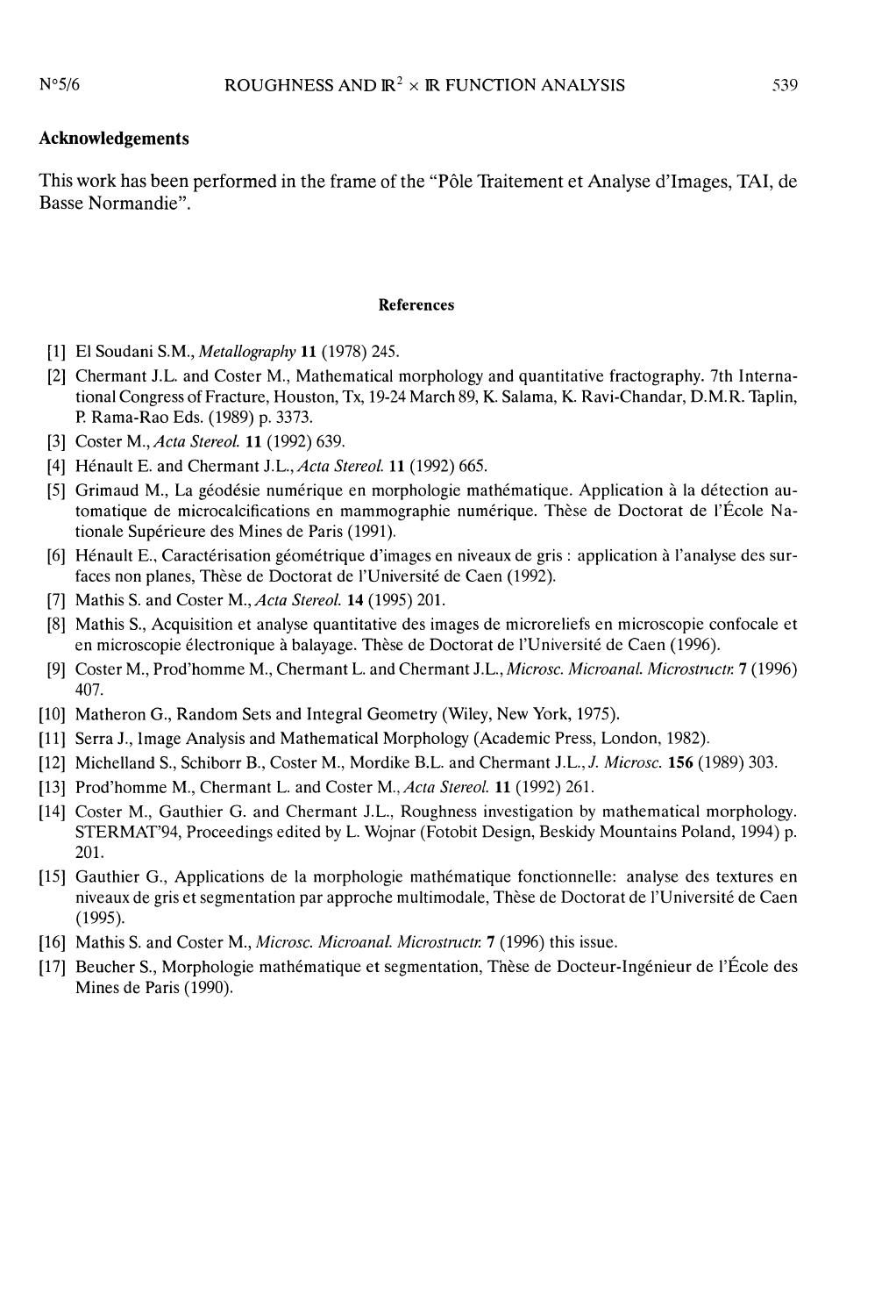## Acknowledgements

This work has been performed in the frame of the "Pôle Traitement et Analyse d'Images, TAI, de Basse Normandie".

### References

[1] El Soudani S.M., *Metallography* **11** (1978) 245.

[2] Chermant J.L. and Coster M., Mathematical morphology and quantitative fractography. 7th International Congress of Fracture, Houston, Tx, 19-24 March 89, K. Salama, K. Ravi-Chandar, D.M.R. Taplin, P. Rama-Rao Eds. (1989) p. 3373.

[3] Coster M., *Acta Stereol.* **11** (1992) 639.

[4] Hénault E. and Chermant J.L., *Acta Stereol.* **11** (1992) 665.

[5] Grimaud M., La géodésie numérique en morphologie mathématique. Application à la détection automatique de microcalcifications en mammographie numérique. Thèse de Doctorat de l'École Nationale Supérieure des Mines de Paris (1991).

[6] Hénault E., Caractérisation géométrique d'images en niveaux de gris : application à l'analyse des surfaces non planes, Thèse de Doctorat de l'Université de Caen (1992).

[7] Mathis S. and Coster M., *Acta Stereol.* **14** (1995) 201.

[8] Mathis S., Acquisition et analyse quantitative des images de microreliefs en microscopie confocale et en microscopie électronique à balayage. Thèse de Doctorat de l'Université de Caen (1996).

[9] Coster M., Prod'homme M., Chermant L. and Chermant J.L., *Microsc. Microanal. Microstructr.* **7** (1996) 407.

[10] Matheron G., Random Sets and Integral Geometry (Wiley, New York, 1975).

[11] Serra J., Image Analysis and Mathematical Morphology (Academic Press, London, 1982).

[12] Michelland S., Schiborr B., Coster M., Mordike B.L. and Chermant J.L., *J. Microsc.* **156** (1989) 303.

[13] Prod'homme M., Chermant L. and Coster M., *Acta Stereol.* **11** (1992) 261.

[14] Coster M., Gauthier G. and Chermant J.L., Roughness investigation by mathematical morphology. STERMAT'94, Proceedings edited by L. Wojnar (Fotobit Design, Beskidy Mountains Poland, 1994) p. 201.

[15] Gauthier G., Applications de la morphologie mathématique fonctionnelle: analyse des textures en niveaux de gris et segmentation par approche multimodale, Thèse de Doctorat de l'Université de Caen (1995).

[16] Mathis S. and Coster M., *Microsc. Microanal. Microstructr.* **7** (1996) this issue.

[17] Beucher S., Morphologie mathématique et segmentation, Thèse de Docteur-Ingénieur de l'École des Mines de Paris (1990).